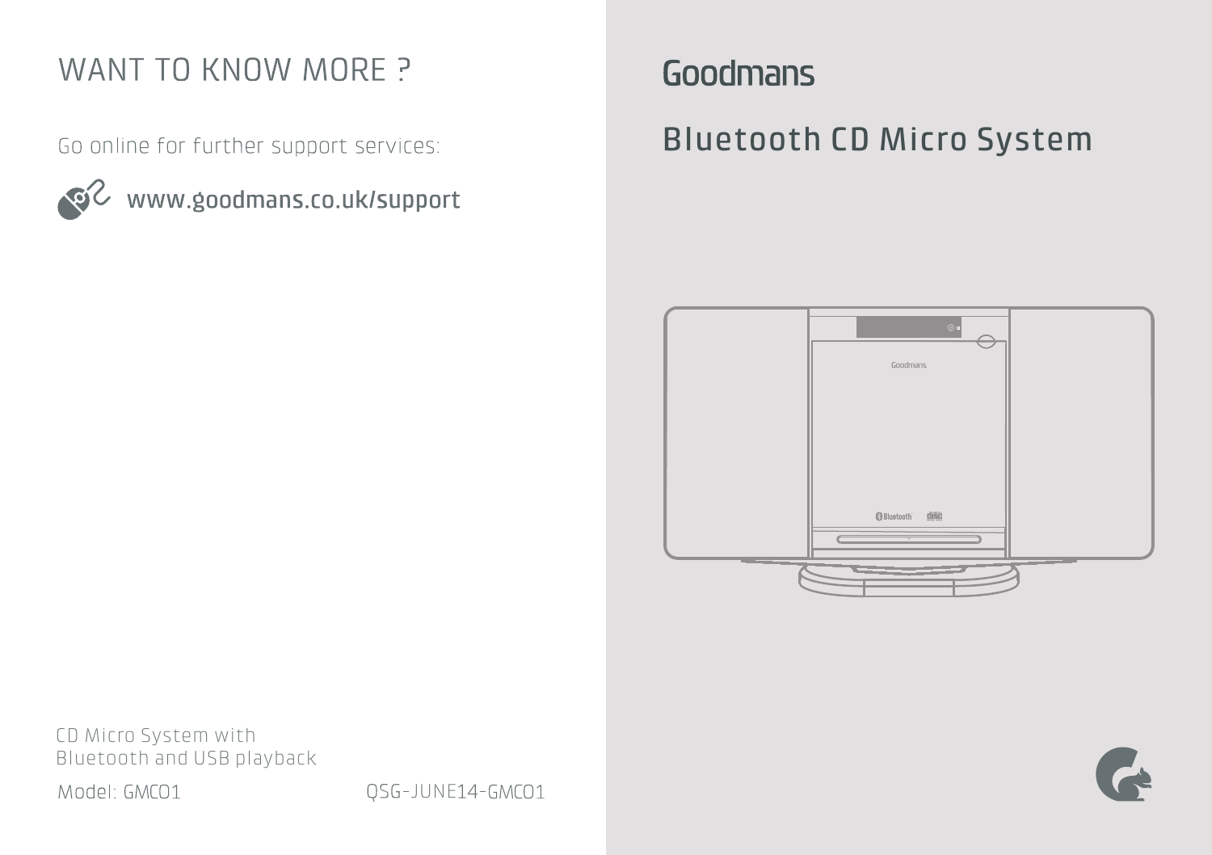# WANT TO KNOW MORE ?

Go online for further support services:

www.goodmans.co.uk/support

CD Micro System with
Bluetooth and USB playback

Model: GMC01

QSG-JUNE14-GMC01

Goodmans

# Bluetooth CD Micro System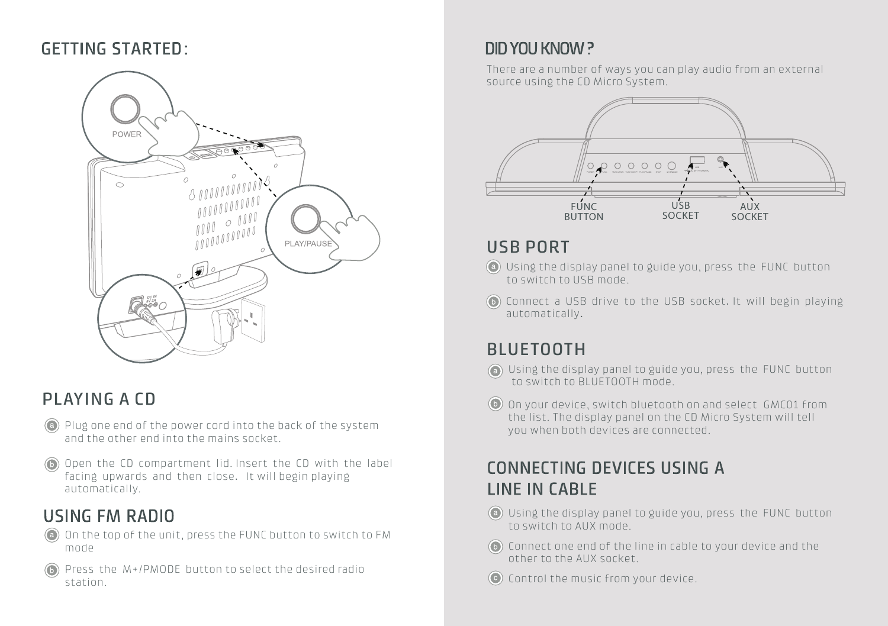## GETTING STARTED:

POWER

PLAY/PAUSE

DC IN
5V 2A

## PLAYING A CD

a. Plug one end of the power cord into the back of the system and the other end into the mains socket.

b. Open the CD compartment lid. Insert the CD with the label facing upwards and then close. It will begin playing automatically.

## USING FM RADIO

a. On the top of the unit, press the FUNC button to switch to FM mode

b. Press the M+/PMODE button to select the desired radio station.

## DID YOU KNOW?

There are a number of ways you can play audio from an external source using the CD Micro System.

FUNC BUTTON

USB SOCKET

AUX SOCKET

## USB PORT

a. Using the display panel to guide you, press the FUNC button to switch to USB mode.

b. Connect a USB drive to the USB socket. It will begin playing automatically.

## BLUETOOTH

a. Using the display panel to guide you, press the FUNC button to switch to BLUETOOTH mode.

b. On your device, switch bluetooth on and select GMC01 from the list. The display panel on the CD Micro System will tell you when both devices are connected.

## CONNECTING DEVICES USING A LINE IN CABLE

a. Using the display panel to guide you, press the FUNC button to switch to AUX mode.

b. Connect one end of the line in cable to your device and the other to the AUX socket.

c. Control the music from your device.